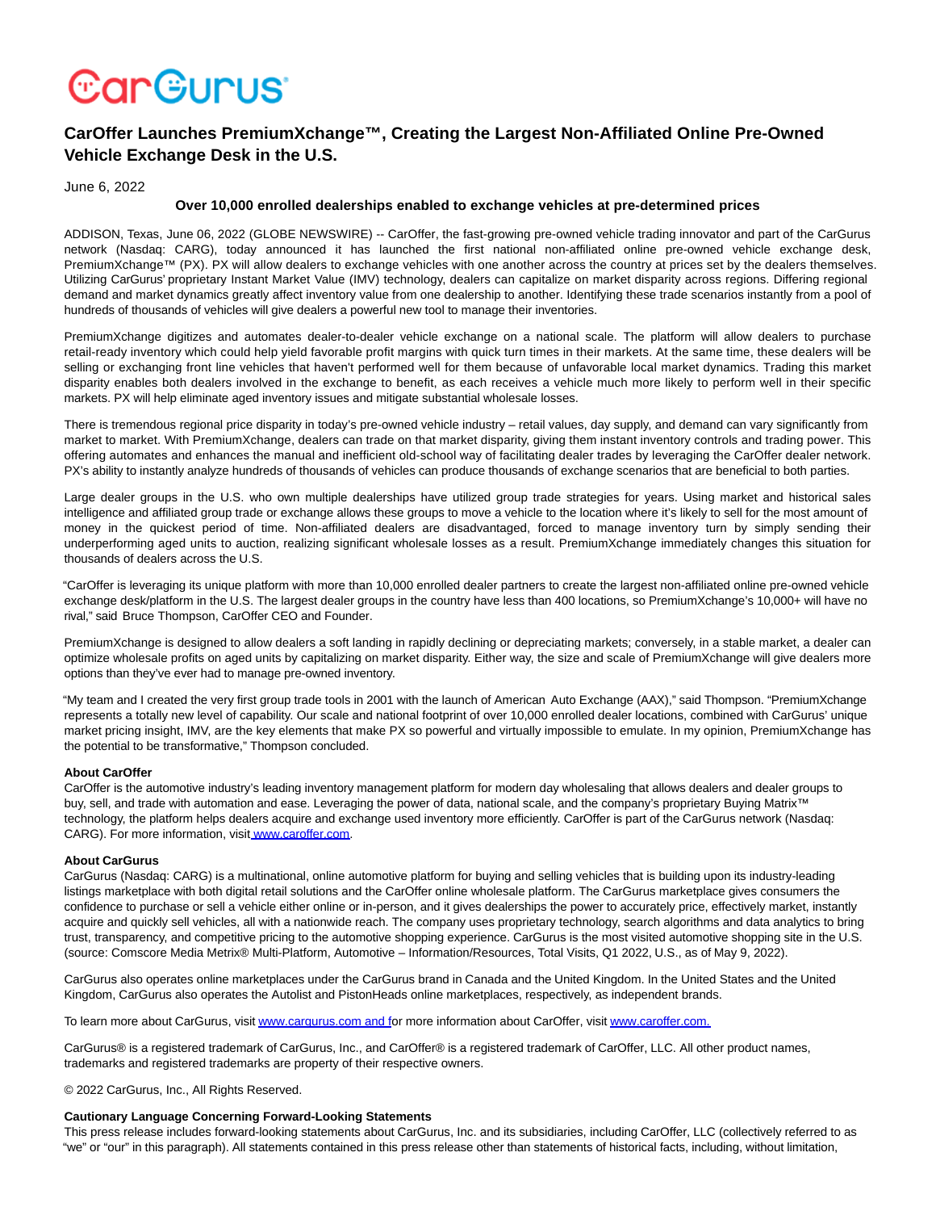# CarOffer Launches PremiumXchange™, Creating the Largest Non-Affiliated Online Pre-Owned Vehicle Exchange Desk in the U.S.

June 6, 2022

**Over 10,000 enrolled dealerships enabled to exchange vehicles at pre-determined prices**

ADDISON, Texas, June 06, 2022 (GLOBE NEWSWIRE) -- CarOffer, the fast-growing pre-owned vehicle trading innovator and part of the CarGurus network (Nasdaq: CARG), today announced it has launched the first national non-affiliated online pre-owned vehicle exchange desk, PremiumXchange™ (PX). PX will allow dealers to exchange vehicles with one another across the country at prices set by the dealers themselves. Utilizing CarGurus' proprietary Instant Market Value (IMV) technology, dealers can capitalize on market disparity across regions. Differing regional demand and market dynamics greatly affect inventory value from one dealership to another. Identifying these trade scenarios instantly from a pool of hundreds of thousands of vehicles will give dealers a powerful new tool to manage their inventories.

PremiumXchange digitizes and automates dealer-to-dealer vehicle exchange on a national scale. The platform will allow dealers to purchase retail-ready inventory which could help yield favorable profit margins with quick turn times in their markets. At the same time, these dealers will be selling or exchanging front line vehicles that haven't performed well for them because of unfavorable local market dynamics. Trading this market disparity enables both dealers involved in the exchange to benefit, as each receives a vehicle much more likely to perform well in their specific markets. PX will help eliminate aged inventory issues and mitigate substantial wholesale losses.

There is tremendous regional price disparity in today's pre-owned vehicle industry – retail values, day supply, and demand can vary significantly from market to market. With PremiumXchange, dealers can trade on that market disparity, giving them instant inventory controls and trading power. This offering automates and enhances the manual and inefficient old-school way of facilitating dealer trades by leveraging the CarOffer dealer network. PX's ability to instantly analyze hundreds of thousands of vehicles can produce thousands of exchange scenarios that are beneficial to both parties.

Large dealer groups in the U.S. who own multiple dealerships have utilized group trade strategies for years. Using market and historical sales intelligence and affiliated group trade or exchange allows these groups to move a vehicle to the location where it's likely to sell for the most amount of money in the quickest period of time. Non-affiliated dealers are disadvantaged, forced to manage inventory turn by simply sending their underperforming aged units to auction, realizing significant wholesale losses as a result. PremiumXchange immediately changes this situation for thousands of dealers across the U.S.

"CarOffer is leveraging its unique platform with more than 10,000 enrolled dealer partners to create the largest non-affiliated online pre-owned vehicle exchange desk/platform in the U.S. The largest dealer groups in the country have less than 400 locations, so PremiumXchange's 10,000+ will have no rival," said Bruce Thompson, CarOffer CEO and Founder.

PremiumXchange is designed to allow dealers a soft landing in rapidly declining or depreciating markets; conversely, in a stable market, a dealer can optimize wholesale profits on aged units by capitalizing on market disparity. Either way, the size and scale of PremiumXchange will give dealers more options than they've ever had to manage pre-owned inventory.

"My team and I created the very first group trade tools in 2001 with the launch of American Auto Exchange (AAX)," said Thompson. "PremiumXchange represents a totally new level of capability. Our scale and national footprint of over 10,000 enrolled dealer locations, combined with CarGurus' unique market pricing insight, IMV, are the key elements that make PX so powerful and virtually impossible to emulate. In my opinion, PremiumXchange has the potential to be transformative," Thompson concluded.

**About CarOffer**
CarOffer is the automotive industry's leading inventory management platform for modern day wholesaling that allows dealers and dealer groups to buy, sell, and trade with automation and ease. Leveraging the power of data, national scale, and the company's proprietary Buying Matrix™ technology, the platform helps dealers acquire and exchange used inventory more efficiently. CarOffer is part of the CarGurus network (Nasdaq: CARG). For more information, visit www.caroffer.com.

**About CarGurus**
CarGurus (Nasdaq: CARG) is a multinational, online automotive platform for buying and selling vehicles that is building upon its industry-leading listings marketplace with both digital retail solutions and the CarOffer online wholesale platform. The CarGurus marketplace gives consumers the confidence to purchase or sell a vehicle either online or in-person, and it gives dealerships the power to accurately price, effectively market, instantly acquire and quickly sell vehicles, all with a nationwide reach. The company uses proprietary technology, search algorithms and data analytics to bring trust, transparency, and competitive pricing to the automotive shopping experience. CarGurus is the most visited automotive shopping site in the U.S. (source: Comscore Media Metrix® Multi-Platform, Automotive – Information/Resources, Total Visits, Q1 2022, U.S., as of May 9, 2022).

CarGurus also operates online marketplaces under the CarGurus brand in Canada and the United Kingdom. In the United States and the United Kingdom, CarGurus also operates the Autolist and PistonHeads online marketplaces, respectively, as independent brands.

To learn more about CarGurus, visit www.cargurus.com and for more information about CarOffer, visit www.caroffer.com.

CarGurus® is a registered trademark of CarGurus, Inc., and CarOffer® is a registered trademark of CarOffer, LLC. All other product names, trademarks and registered trademarks are property of their respective owners.

© 2022 CarGurus, Inc., All Rights Reserved.

**Cautionary Language Concerning Forward-Looking Statements**
This press release includes forward-looking statements about CarGurus, Inc. and its subsidiaries, including CarOffer, LLC (collectively referred to as "we" or "our" in this paragraph). All statements contained in this press release other than statements of historical facts, including, without limitation,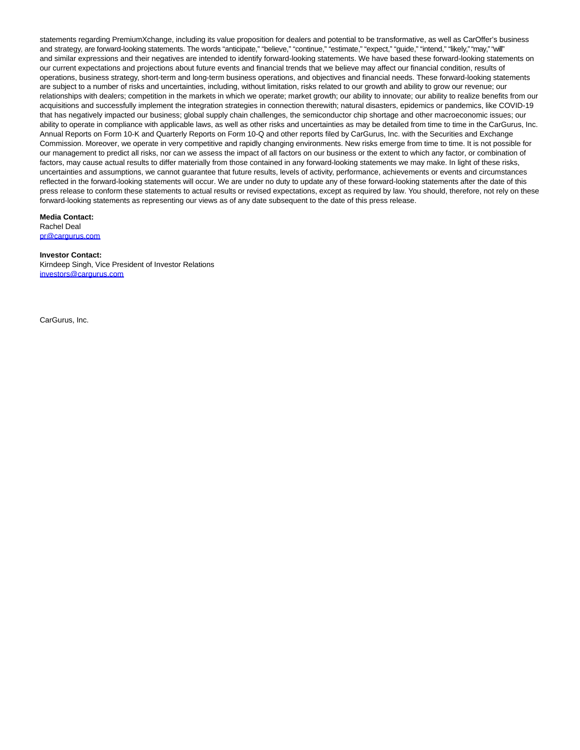statements regarding PremiumXchange, including its value proposition for dealers and potential to be transformative, as well as CarOffer's business and strategy, are forward-looking statements. The words "anticipate," "believe," "continue," "estimate," "expect," "guide," "intend," "likely," "may," "will" and similar expressions and their negatives are intended to identify forward-looking statements. We have based these forward-looking statements on our current expectations and projections about future events and financial trends that we believe may affect our financial condition, results of operations, business strategy, short-term and long-term business operations, and objectives and financial needs. These forward-looking statements are subject to a number of risks and uncertainties, including, without limitation, risks related to our growth and ability to grow our revenue; our relationships with dealers; competition in the markets in which we operate; market growth; our ability to innovate; our ability to realize benefits from our acquisitions and successfully implement the integration strategies in connection therewith; natural disasters, epidemics or pandemics, like COVID-19 that has negatively impacted our business; global supply chain challenges, the semiconductor chip shortage and other macroeconomic issues; our ability to operate in compliance with applicable laws, as well as other risks and uncertainties as may be detailed from time to time in the CarGurus, Inc. Annual Reports on Form 10-K and Quarterly Reports on Form 10-Q and other reports filed by CarGurus, Inc. with the Securities and Exchange Commission. Moreover, we operate in very competitive and rapidly changing environments. New risks emerge from time to time. It is not possible for our management to predict all risks, nor can we assess the impact of all factors on our business or the extent to which any factor, or combination of factors, may cause actual results to differ materially from those contained in any forward-looking statements we may make. In light of these risks, uncertainties and assumptions, we cannot guarantee that future results, levels of activity, performance, achievements or events and circumstances reflected in the forward-looking statements will occur. We are under no duty to update any of these forward-looking statements after the date of this press release to conform these statements to actual results or revised expectations, except as required by law. You should, therefore, not rely on these forward-looking statements as representing our views as of any date subsequent to the date of this press release.

**Media Contact:**
Rachel Deal
pr@cargurus.com

**Investor Contact:**
Kirndeep Singh, Vice President of Investor Relations
investors@cargurus.com

CarGurus, Inc.